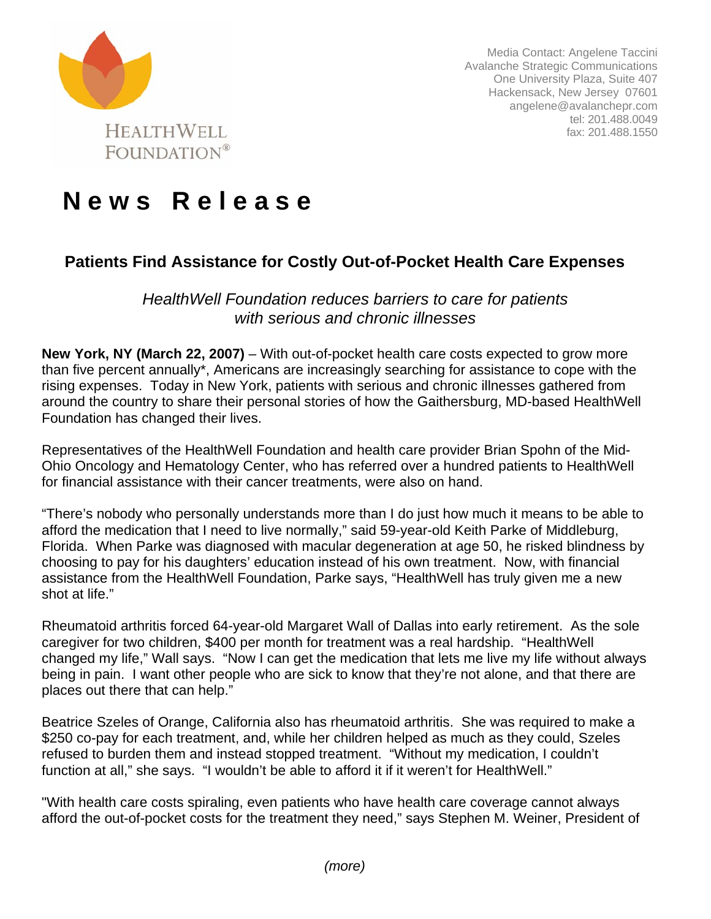HEALTHWELL FOUNDATION®

Media Contact: Angelene Taccini
Avalanche Strategic Communications
One University Plaza, Suite 407
Hackensack, New Jersey 07601
angelene@avalanchepr.com
tel: 201.488.0049
fax: 201.488.1550

# News Release

## Patients Find Assistance for Costly Out-of-Pocket Health Care Expenses

*HealthWell Foundation reduces barriers to care for patients with serious and chronic illnesses*

**New York, NY (March 22, 2007)** – With out-of-pocket health care costs expected to grow more than five percent annually*, Americans are increasingly searching for assistance to cope with the rising expenses. Today in New York, patients with serious and chronic illnesses gathered from around the country to share their personal stories of how the Gaithersburg, MD-based HealthWell Foundation has changed their lives.

Representatives of the HealthWell Foundation and health care provider Brian Spohn of the Mid-Ohio Oncology and Hematology Center, who has referred over a hundred patients to HealthWell for financial assistance with their cancer treatments, were also on hand.

"There's nobody who personally understands more than I do just how much it means to be able to afford the medication that I need to live normally," said 59-year-old Keith Parke of Middleburg, Florida. When Parke was diagnosed with macular degeneration at age 50, he risked blindness by choosing to pay for his daughters' education instead of his own treatment. Now, with financial assistance from the HealthWell Foundation, Parke says, "HealthWell has truly given me a new shot at life."

Rheumatoid arthritis forced 64-year-old Margaret Wall of Dallas into early retirement. As the sole caregiver for two children, $400 per month for treatment was a real hardship. "HealthWell changed my life," Wall says. "Now I can get the medication that lets me live my life without always being in pain. I want other people who are sick to know that they're not alone, and that there are places out there that can help."

Beatrice Szeles of Orange, California also has rheumatoid arthritis. She was required to make a $250 co-pay for each treatment, and, while her children helped as much as they could, Szeles refused to burden them and instead stopped treatment. "Without my medication, I couldn't function at all," she says. "I wouldn't be able to afford it if it weren't for HealthWell."

"With health care costs spiraling, even patients who have health care coverage cannot always afford the out-of-pocket costs for the treatment they need," says Stephen M. Weiner, President of

*(more)*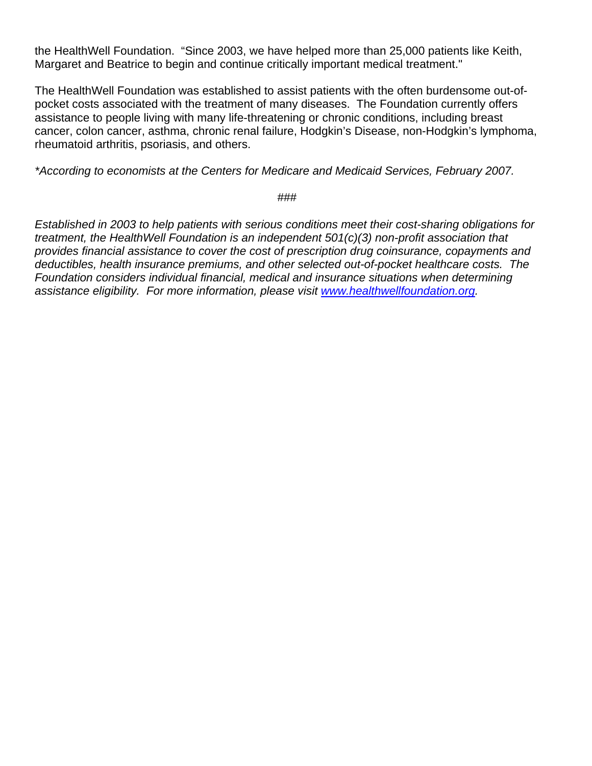the HealthWell Foundation. "Since 2003, we have helped more than 25,000 patients like Keith, Margaret and Beatrice to begin and continue critically important medical treatment."

The HealthWell Foundation was established to assist patients with the often burdensome out-of-pocket costs associated with the treatment of many diseases. The Foundation currently offers assistance to people living with many life-threatening or chronic conditions, including breast cancer, colon cancer, asthma, chronic renal failure, Hodgkin's Disease, non-Hodgkin's lymphoma, rheumatoid arthritis, psoriasis, and others.

*\*According to economists at the Centers for Medicare and Medicaid Services, February 2007.*

###

*Established in 2003 to help patients with serious conditions meet their cost-sharing obligations for treatment, the HealthWell Foundation is an independent 501(c)(3) non-profit association that provides financial assistance to cover the cost of prescription drug coinsurance, copayments and deductibles, health insurance premiums, and other selected out-of-pocket healthcare costs. The Foundation considers individual financial, medical and insurance situations when determining assistance eligibility. For more information, please visit [www.healthwellfoundation.org](http://www.healthwellfoundation.org).*